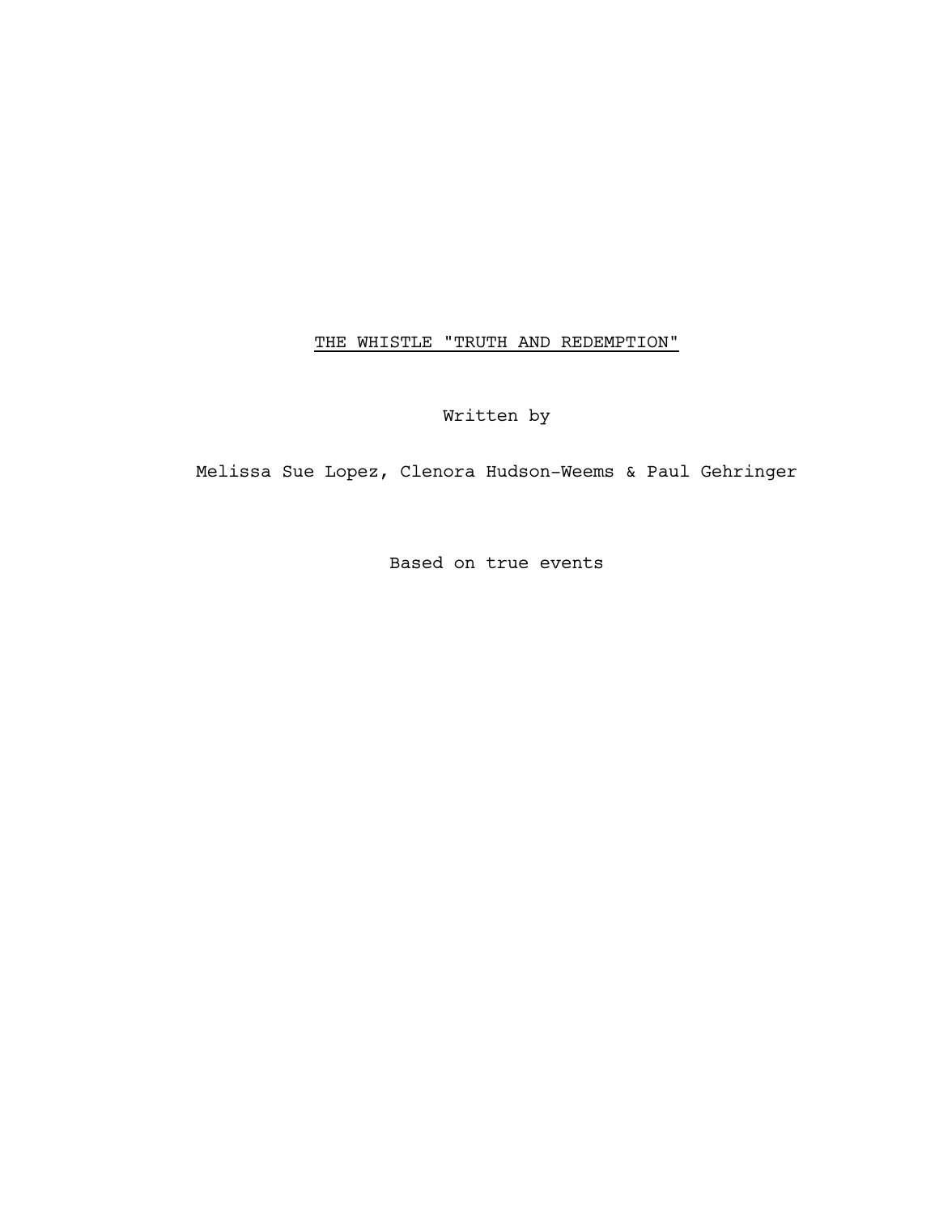# THE WHISTLE "TRUTH AND REDEMPTION"

Written by

Melissa Sue Lopez, Clenora Hudson-Weems & Paul Gehringer

Based on true events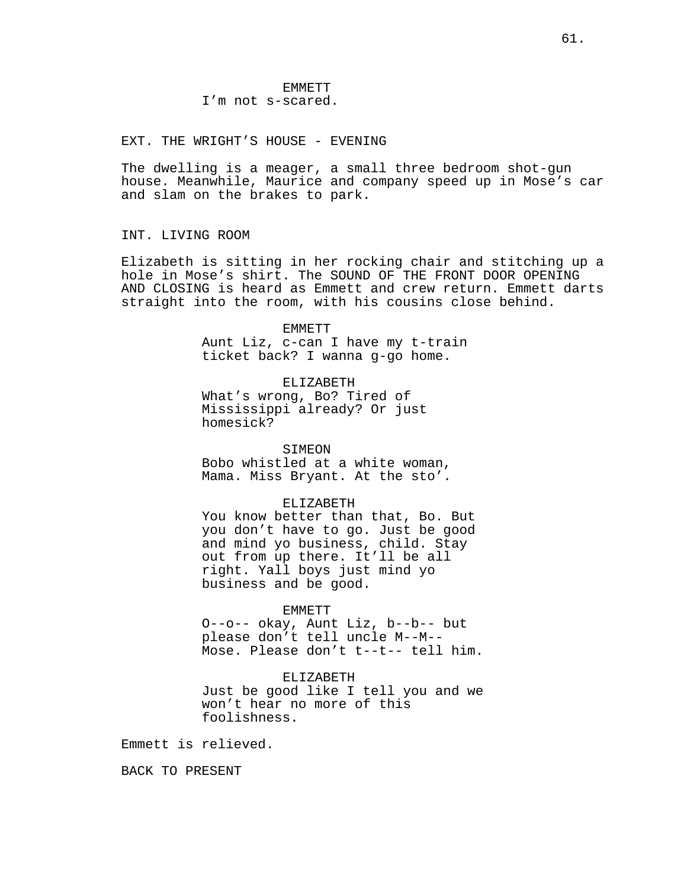EMMETT
I'm not s-scared.

EXT. THE WRIGHT'S HOUSE - EVENING

The dwelling is a meager, a small three bedroom shot-gun house. Meanwhile, Maurice and company speed up in Mose's car and slam on the brakes to park.

INT. LIVING ROOM

Elizabeth is sitting in her rocking chair and stitching up a hole in Mose's shirt. The SOUND OF THE FRONT DOOR OPENING AND CLOSING is heard as Emmett and crew return. Emmett darts straight into the room, with his cousins close behind.

EMMETT
Aunt Liz, c-can I have my t-train ticket back? I wanna g-go home.

ELIZABETH
What's wrong, Bo? Tired of Mississippi already? Or just homesick?

SIMEON
Bobo whistled at a white woman, Mama. Miss Bryant. At the sto'.

ELIZABETH
You know better than that, Bo. But you don't have to go. Just be good and mind yo business, child. Stay out from up there. It'll be all right. Yall boys just mind yo business and be good.

EMMETT
O--o-- okay, Aunt Liz, b--b-- but please don't tell uncle M--M-- Mose. Please don't t--t-- tell him.

ELIZABETH
Just be good like I tell you and we won't hear no more of this foolishness.

Emmett is relieved.

BACK TO PRESENT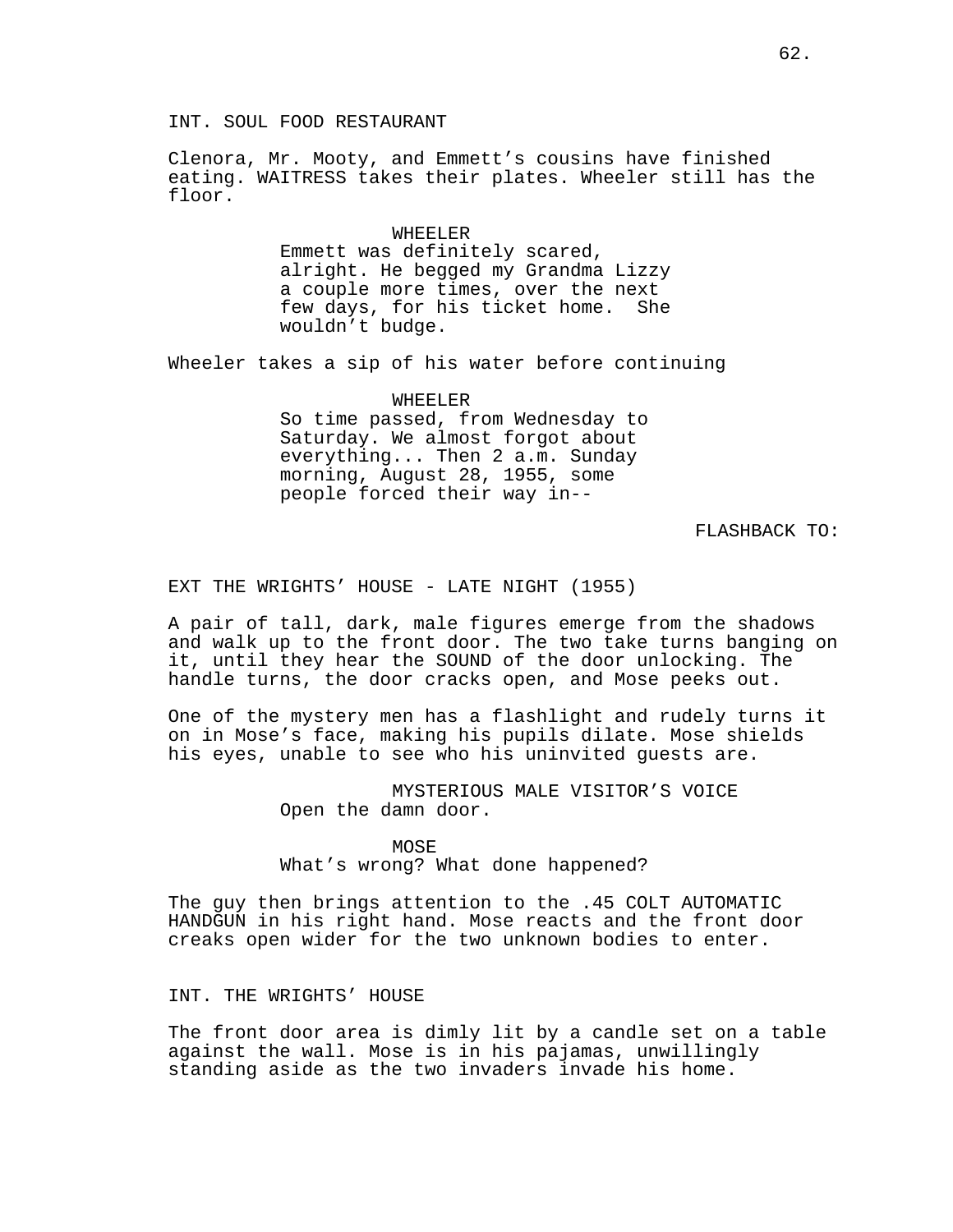INT. SOUL FOOD RESTAURANT

Clenora, Mr. Mooty, and Emmett's cousins have finished eating. WAITRESS takes their plates. Wheeler still has the floor.

WHEELER
Emmett was definitely scared, alright. He begged my Grandma Lizzy a couple more times, over the next few days, for his ticket home. She wouldn't budge.

Wheeler takes a sip of his water before continuing

WHEELER
So time passed, from Wednesday to Saturday. We almost forgot about everything... Then 2 a.m. Sunday morning, August 28, 1955, some people forced their way in--

FLASHBACK TO:

EXT THE WRIGHTS' HOUSE - LATE NIGHT (1955)

A pair of tall, dark, male figures emerge from the shadows and walk up to the front door. The two take turns banging on it, until they hear the SOUND of the door unlocking. The handle turns, the door cracks open, and Mose peeks out.

One of the mystery men has a flashlight and rudely turns it on in Mose's face, making his pupils dilate. Mose shields his eyes, unable to see who his uninvited guests are.

MYSTERIOUS MALE VISITOR'S VOICE
Open the damn door.

MOSE
What's wrong? What done happened?

The guy then brings attention to the .45 COLT AUTOMATIC HANDGUN in his right hand. Mose reacts and the front door creaks open wider for the two unknown bodies to enter.

INT. THE WRIGHTS' HOUSE

The front door area is dimly lit by a candle set on a table against the wall. Mose is in his pajamas, unwillingly standing aside as the two invaders invade his home.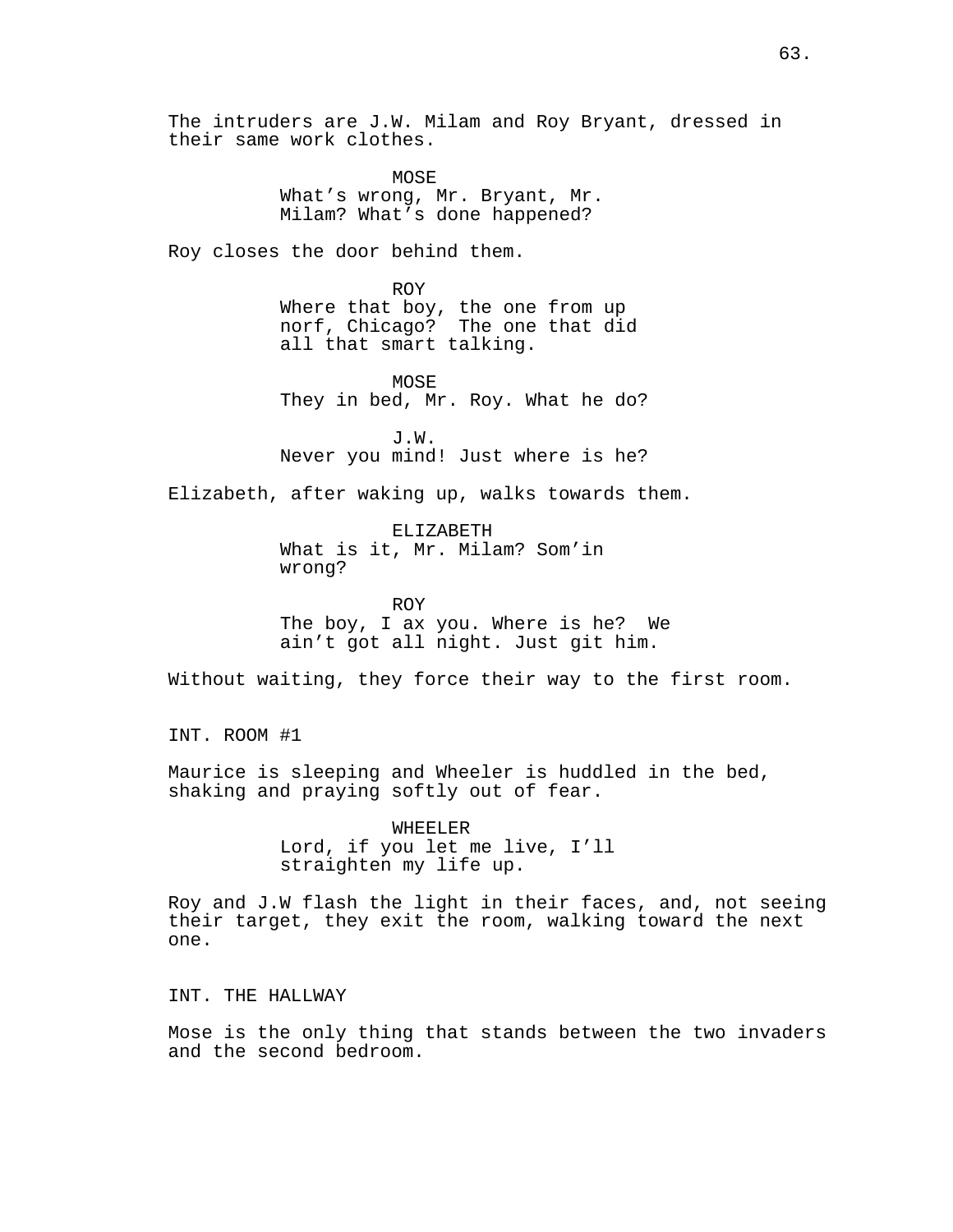The intruders are J.W. Milam and Roy Bryant, dressed in their same work clothes.

MOSE
What's wrong, Mr. Bryant, Mr. Milam? What's done happened?

Roy closes the door behind them.

ROY
Where that boy, the one from up norf, Chicago?  The one that did all that smart talking.

MOSE
They in bed, Mr. Roy. What he do?

J.W.
Never you mind! Just where is he?

Elizabeth, after waking up, walks towards them.

ELIZABETH
What is it, Mr. Milam? Som'in wrong?

ROY
The boy, I ax you. Where is he?  We ain't got all night. Just git him.

Without waiting, they force their way to the first room.

INT. ROOM #1

Maurice is sleeping and Wheeler is huddled in the bed, shaking and praying softly out of fear.

WHEELER
Lord, if you let me live, I'll straighten my life up.

Roy and J.W flash the light in their faces, and, not seeing their target, they exit the room, walking toward the next one.

INT. THE HALLWAY

Mose is the only thing that stands between the two invaders and the second bedroom.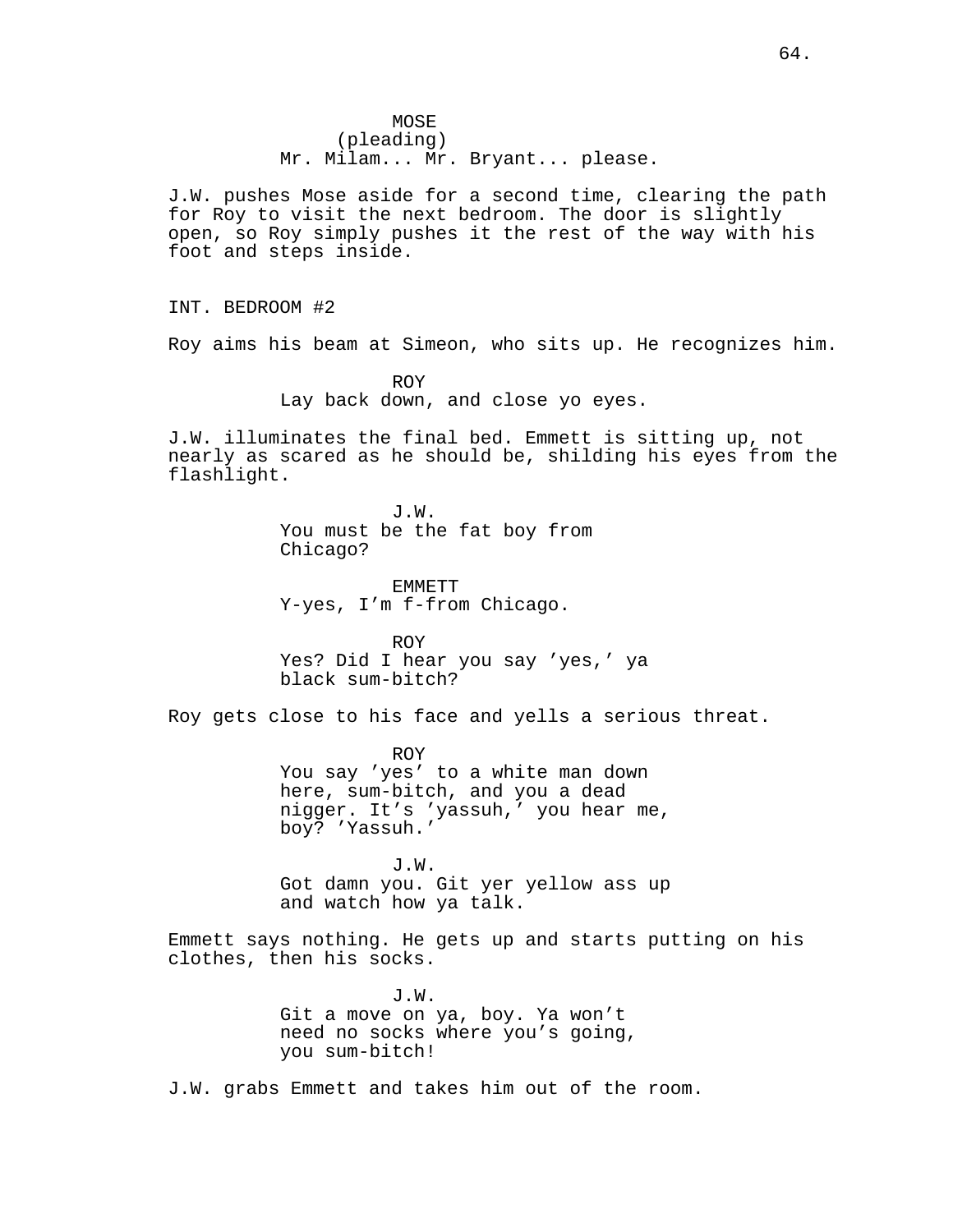MOSE
(pleading)
Mr. Milam... Mr. Bryant... please.

J.W. pushes Mose aside for a second time, clearing the path for Roy to visit the next bedroom. The door is slightly open, so Roy simply pushes it the rest of the way with his foot and steps inside.

INT. BEDROOM #2

Roy aims his beam at Simeon, who sits up. He recognizes him.

ROY
Lay back down, and close yo eyes.

J.W. illuminates the final bed. Emmett is sitting up, not nearly as scared as he should be, shilding his eyes from the flashlight.

J.W.
You must be the fat boy from Chicago?

EMMETT
Y-yes, I'm f-from Chicago.

ROY
Yes? Did I hear you say 'yes,' ya black sum-bitch?

Roy gets close to his face and yells a serious threat.

ROY
You say 'yes' to a white man down here, sum-bitch, and you a dead nigger. It's 'yassuh,' you hear me, boy? 'Yassuh.'

J.W.
Got damn you. Git yer yellow ass up and watch how ya talk.

Emmett says nothing. He gets up and starts putting on his clothes, then his socks.

J.W.
Git a move on ya, boy. Ya won't need no socks where you's going, you sum-bitch!

J.W. grabs Emmett and takes him out of the room.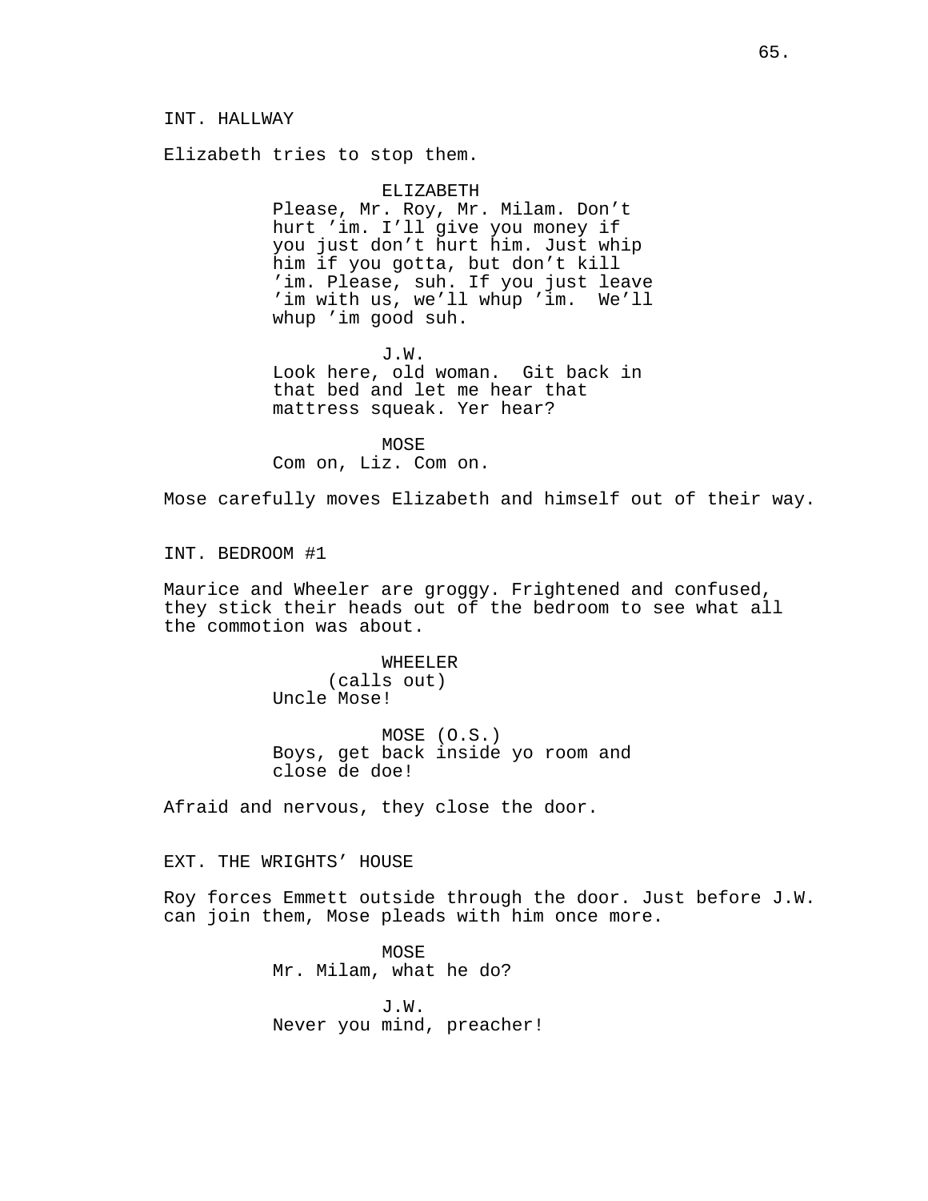INT. HALLWAY

Elizabeth tries to stop them.

ELIZABETH
Please, Mr. Roy, Mr. Milam. Don’t hurt ’im. I’ll give you money if you just don’t hurt him. Just whip him if you gotta, but don’t kill ’im. Please, suh. If you just leave ’im with us, we’ll whup ’im. We’ll whup ’im good suh.

J.W.
Look here, old woman. Git back in that bed and let me hear that mattress squeak. Yer hear?

MOSE
Com on, Liz. Com on.

Mose carefully moves Elizabeth and himself out of their way.

INT. BEDROOM #1

Maurice and Wheeler are groggy. Frightened and confused, they stick their heads out of the bedroom to see what all the commotion was about.

WHEELER
(calls out)
Uncle Mose!

MOSE (O.S.)
Boys, get back inside yo room and close de doe!

Afraid and nervous, they close the door.

EXT. THE WRIGHTS’ HOUSE

Roy forces Emmett outside through the door. Just before J.W. can join them, Mose pleads with him once more.

MOSE
Mr. Milam, what he do?

J.W.
Never you mind, preacher!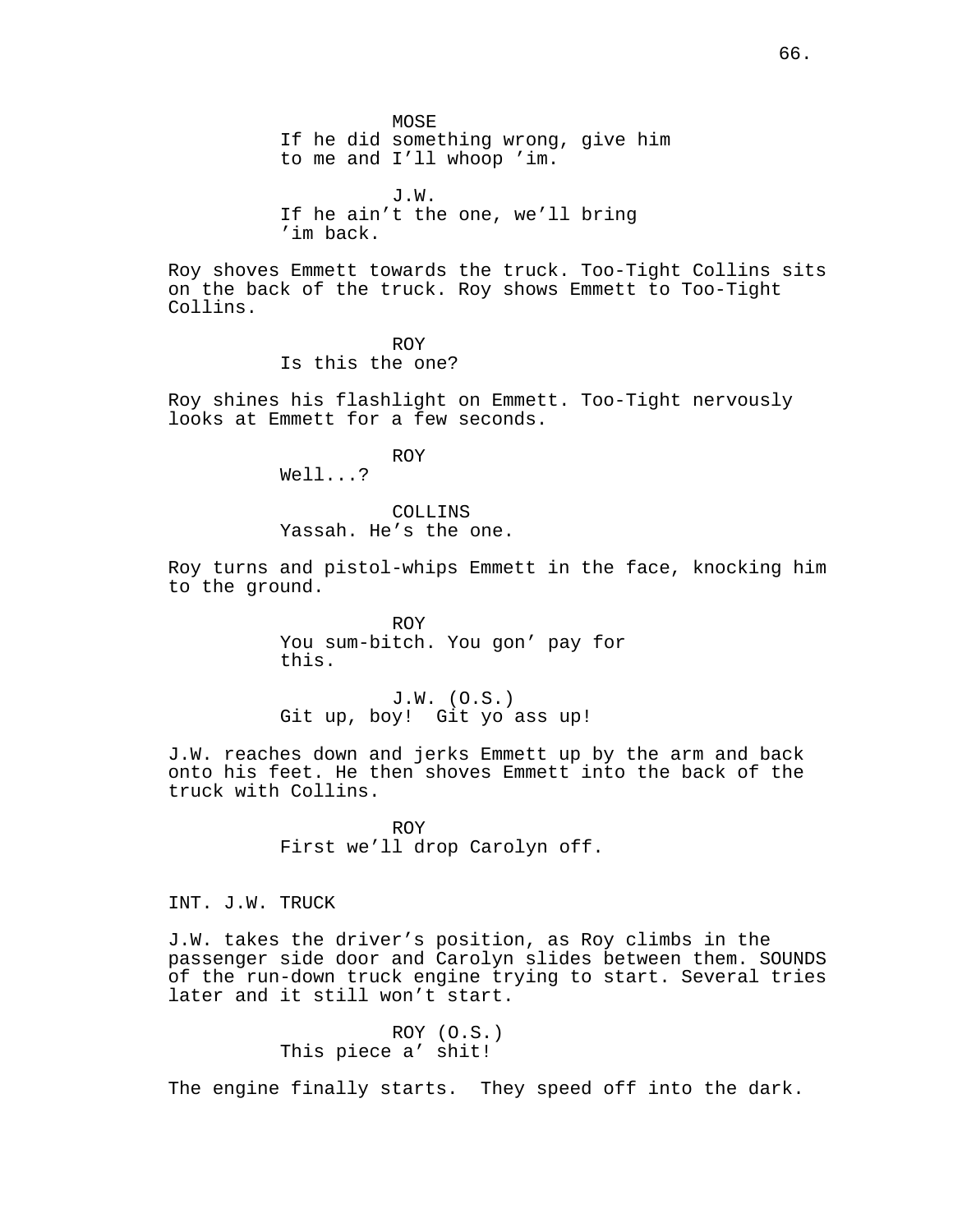MOSE
If he did something wrong, give him to me and I'll whoop 'im.

J.W.
If he ain't the one, we'll bring 'im back.

Roy shoves Emmett towards the truck. Too-Tight Collins sits on the back of the truck. Roy shows Emmett to Too-Tight Collins.

ROY
Is this the one?

Roy shines his flashlight on Emmett. Too-Tight nervously looks at Emmett for a few seconds.

ROY
Well...?

COLLINS
Yassah. He's the one.

Roy turns and pistol-whips Emmett in the face, knocking him to the ground.

ROY
You sum-bitch. You gon' pay for this.

J.W. (O.S.)
Git up, boy! Git yo ass up!

J.W. reaches down and jerks Emmett up by the arm and back onto his feet. He then shoves Emmett into the back of the truck with Collins.

ROY
First we'll drop Carolyn off.

INT. J.W. TRUCK

J.W. takes the driver's position, as Roy climbs in the passenger side door and Carolyn slides between them. SOUNDS of the run-down truck engine trying to start. Several tries later and it still won't start.

ROY (O.S.)
This piece a' shit!

The engine finally starts. They speed off into the dark.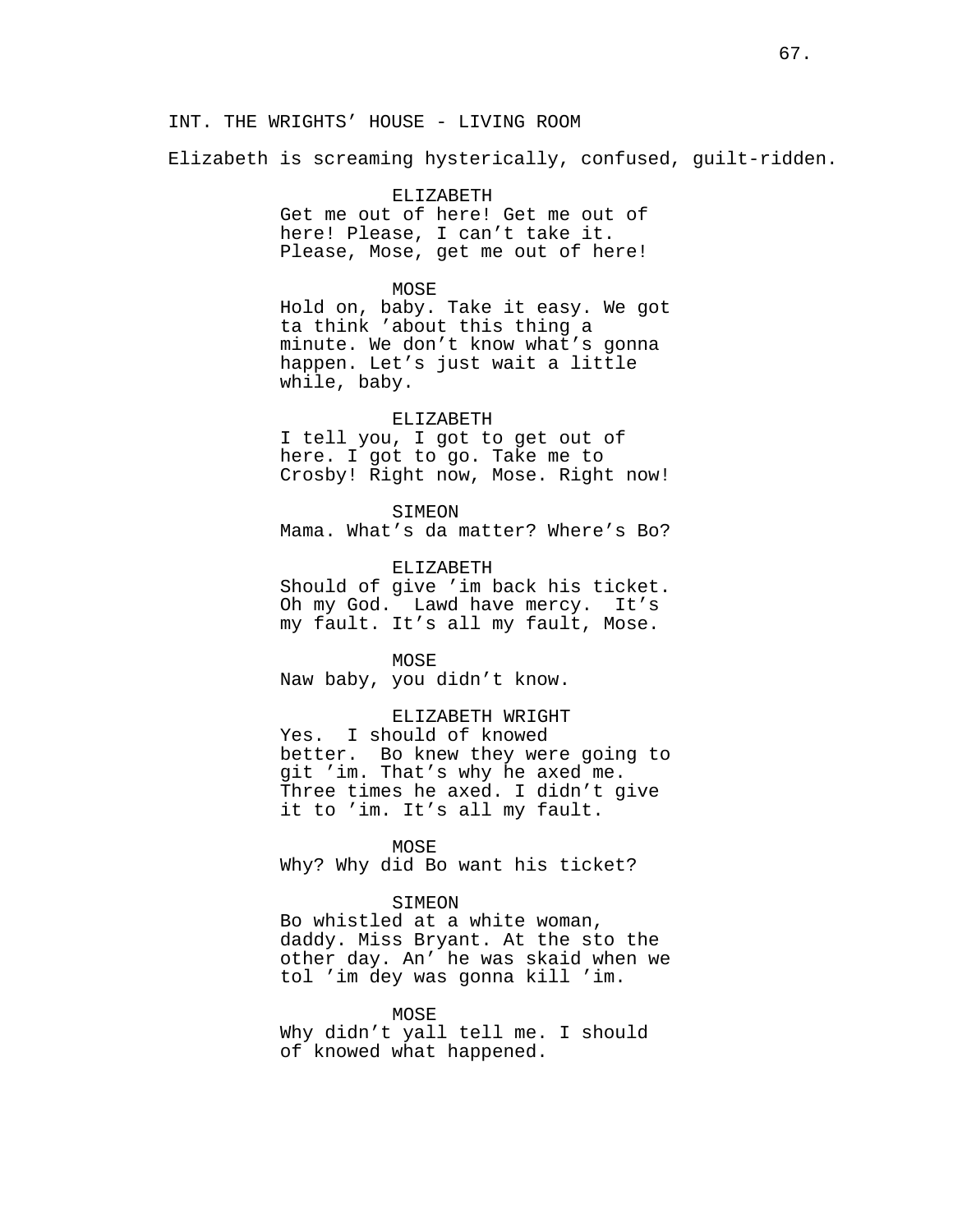INT. THE WRIGHTS' HOUSE - LIVING ROOM

Elizabeth is screaming hysterically, confused, guilt-ridden.

ELIZABETH
Get me out of here! Get me out of here! Please, I can't take it. Please, Mose, get me out of here!

MOSE
Hold on, baby. Take it easy. We got ta think 'about this thing a minute. We don't know what's gonna happen. Let's just wait a little while, baby.

ELIZABETH
I tell you, I got to get out of here. I got to go. Take me to Crosby! Right now, Mose. Right now!

SIMEON
Mama. What's da matter? Where's Bo?

ELIZABETH
Should of give 'im back his ticket. Oh my God. Lawd have mercy. It's my fault. It's all my fault, Mose.

MOSE
Naw baby, you didn't know.

ELIZABETH WRIGHT
Yes. I should of knowed better. Bo knew they were going to git 'im. That's why he axed me. Three times he axed. I didn't give it to 'im. It's all my fault.

MOSE
Why? Why did Bo want his ticket?

SIMEON
Bo whistled at a white woman, daddy. Miss Bryant. At the sto the other day. An' he was skaid when we tol 'im dey was gonna kill 'im.

MOSE
Why didn't yall tell me. I should of knowed what happened.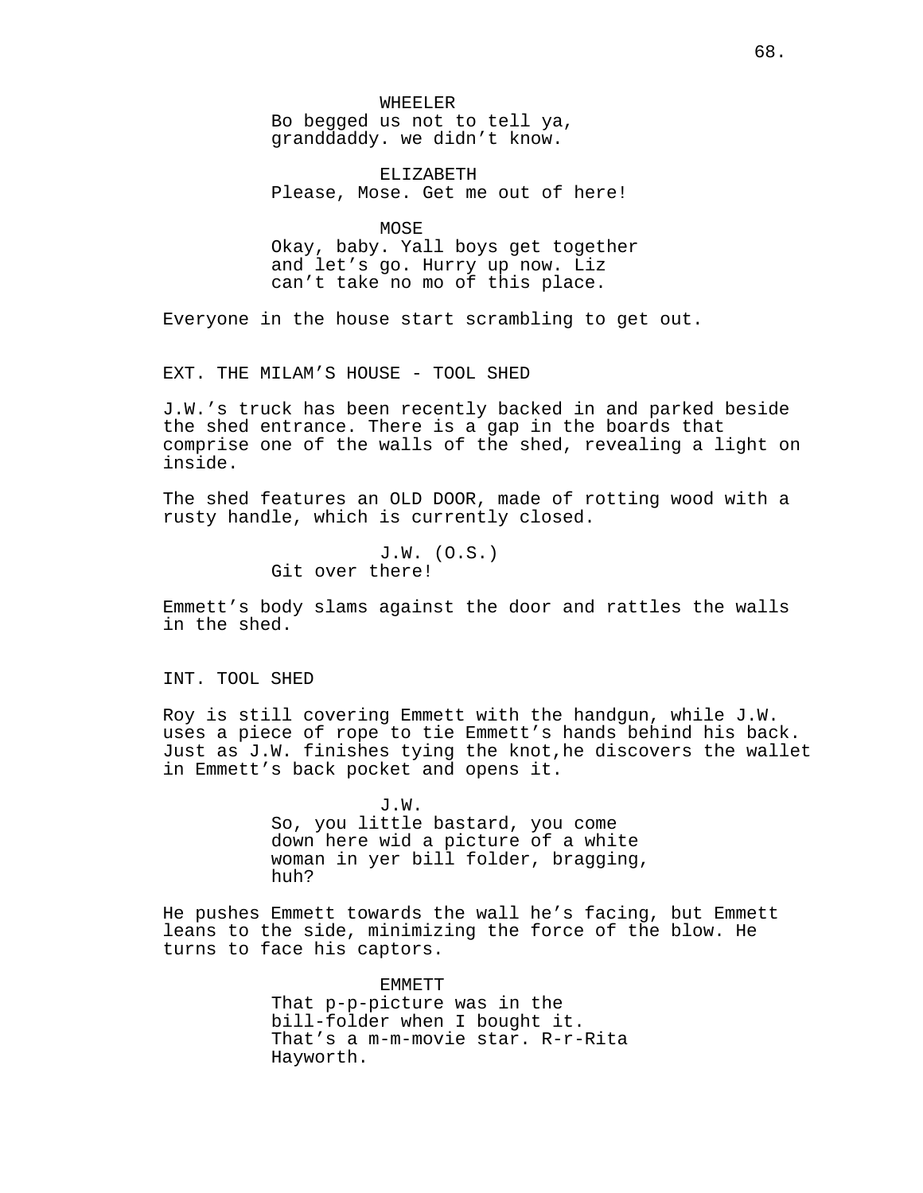WHEELER
Bo begged us not to tell ya, granddaddy. we didn’t know.

ELIZABETH
Please, Mose. Get me out of here!

MOSE
Okay, baby. Yall boys get together and let’s go. Hurry up now. Liz can’t take no mo of this place.

Everyone in the house start scrambling to get out.

EXT. THE MILAM’S HOUSE - TOOL SHED

J.W.’s truck has been recently backed in and parked beside the shed entrance. There is a gap in the boards that comprise one of the walls of the shed, revealing a light on inside.

The shed features an OLD DOOR, made of rotting wood with a rusty handle, which is currently closed.

J.W. (O.S.)
Git over there!

Emmett’s body slams against the door and rattles the walls in the shed.

INT. TOOL SHED

Roy is still covering Emmett with the handgun, while J.W. uses a piece of rope to tie Emmett’s hands behind his back. Just as J.W. finishes tying the knot,he discovers the wallet in Emmett’s back pocket and opens it.

J.W.
So, you little bastard, you come down here wid a picture of a white woman in yer bill folder, bragging, huh?

He pushes Emmett towards the wall he’s facing, but Emmett leans to the side, minimizing the force of the blow. He turns to face his captors.

EMMETT
That p-p-picture was in the bill-folder when I bought it. That’s a m-m-movie star. R-r-Rita Hayworth.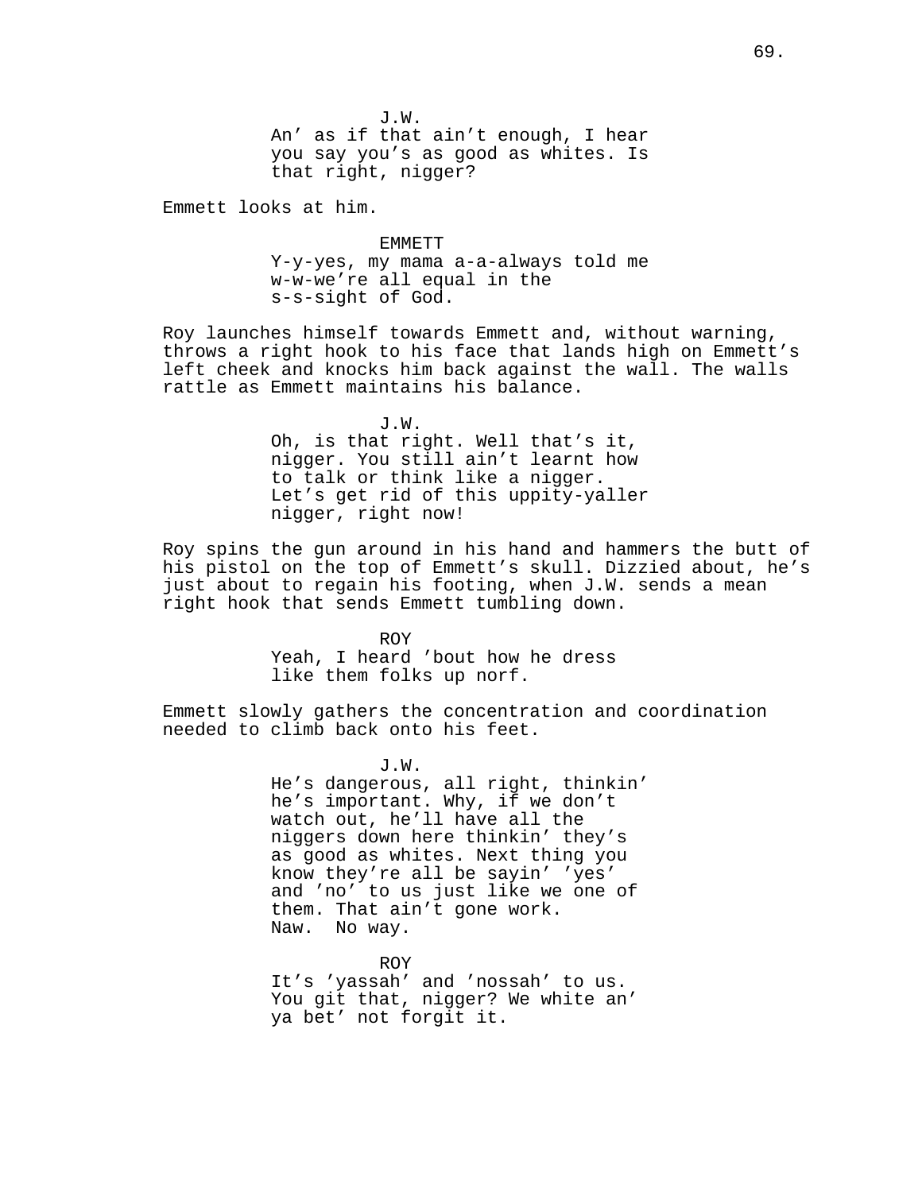J.W.

An' as if that ain't enough, I hear you say you's as good as whites. Is that right, nigger?

Emmett looks at him.

EMMETT

Y-y-yes, my mama a-a-always told me w-w-we're all equal in the s-s-sight of God.

Roy launches himself towards Emmett and, without warning, throws a right hook to his face that lands high on Emmett's left cheek and knocks him back against the wall. The walls rattle as Emmett maintains his balance.

J.W.

Oh, is that right. Well that's it, nigger. You still ain't learnt how to talk or think like a nigger. Let's get rid of this uppity-yaller nigger, right now!

Roy spins the gun around in his hand and hammers the butt of his pistol on the top of Emmett's skull. Dizzied about, he's just about to regain his footing, when J.W. sends a mean right hook that sends Emmett tumbling down.

ROY

Yeah, I heard 'bout how he dress like them folks up norf.

Emmett slowly gathers the concentration and coordination needed to climb back onto his feet.

J.W.

He's dangerous, all right, thinkin' he's important. Why, if we don't watch out, he'll have all the niggers down here thinkin' they's as good as whites. Next thing you know they're all be sayin' 'yes' and 'no' to us just like we one of them. That ain't gone work. Naw. No way.

ROY

It's 'yassah' and 'nossah' to us. You git that, nigger? We white an' ya bet' not forgit it.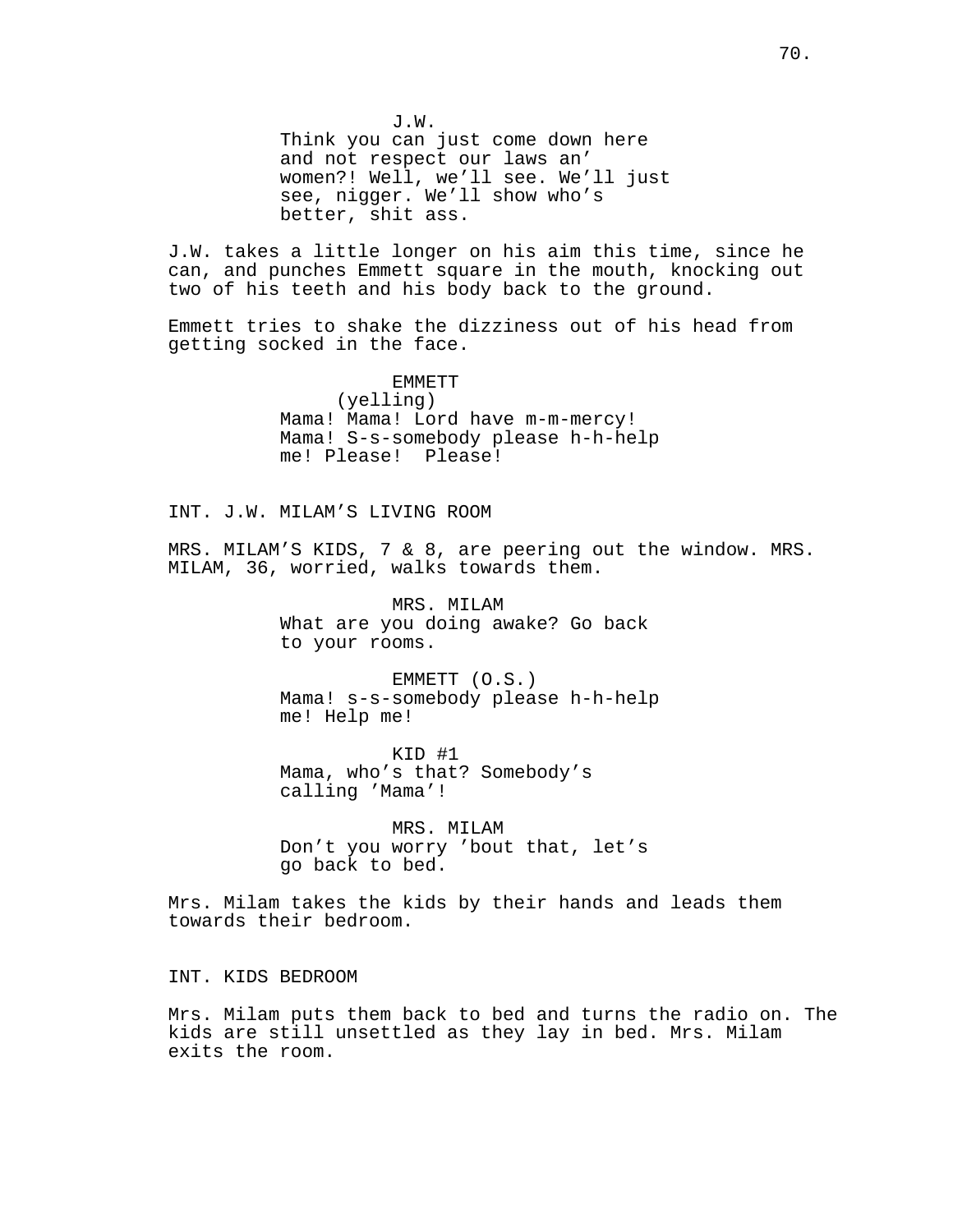J.W.
Think you can just come down here and not respect our laws an' women?! Well, we'll see. We'll just see, nigger. We'll show who's better, shit ass.

J.W. takes a little longer on his aim this time, since he can, and punches Emmett square in the mouth, knocking out two of his teeth and his body back to the ground.

Emmett tries to shake the dizziness out of his head from getting socked in the face.

EMMETT
(yelling)
Mama! Mama! Lord have m-m-mercy! Mama! S-s-somebody please h-h-help me! Please! Please!

INT. J.W. MILAM'S LIVING ROOM

MRS. MILAM'S KIDS, 7 & 8, are peering out the window. MRS. MILAM, 36, worried, walks towards them.

MRS. MILAM
What are you doing awake? Go back to your rooms.

EMMETT (O.S.)
Mama! s-s-somebody please h-h-help me! Help me!

KID #1
Mama, who's that? Somebody's calling 'Mama'!

MRS. MILAM
Don't you worry 'bout that, let's go back to bed.

Mrs. Milam takes the kids by their hands and leads them towards their bedroom.

INT. KIDS BEDROOM

Mrs. Milam puts them back to bed and turns the radio on. The kids are still unsettled as they lay in bed. Mrs. Milam exits the room.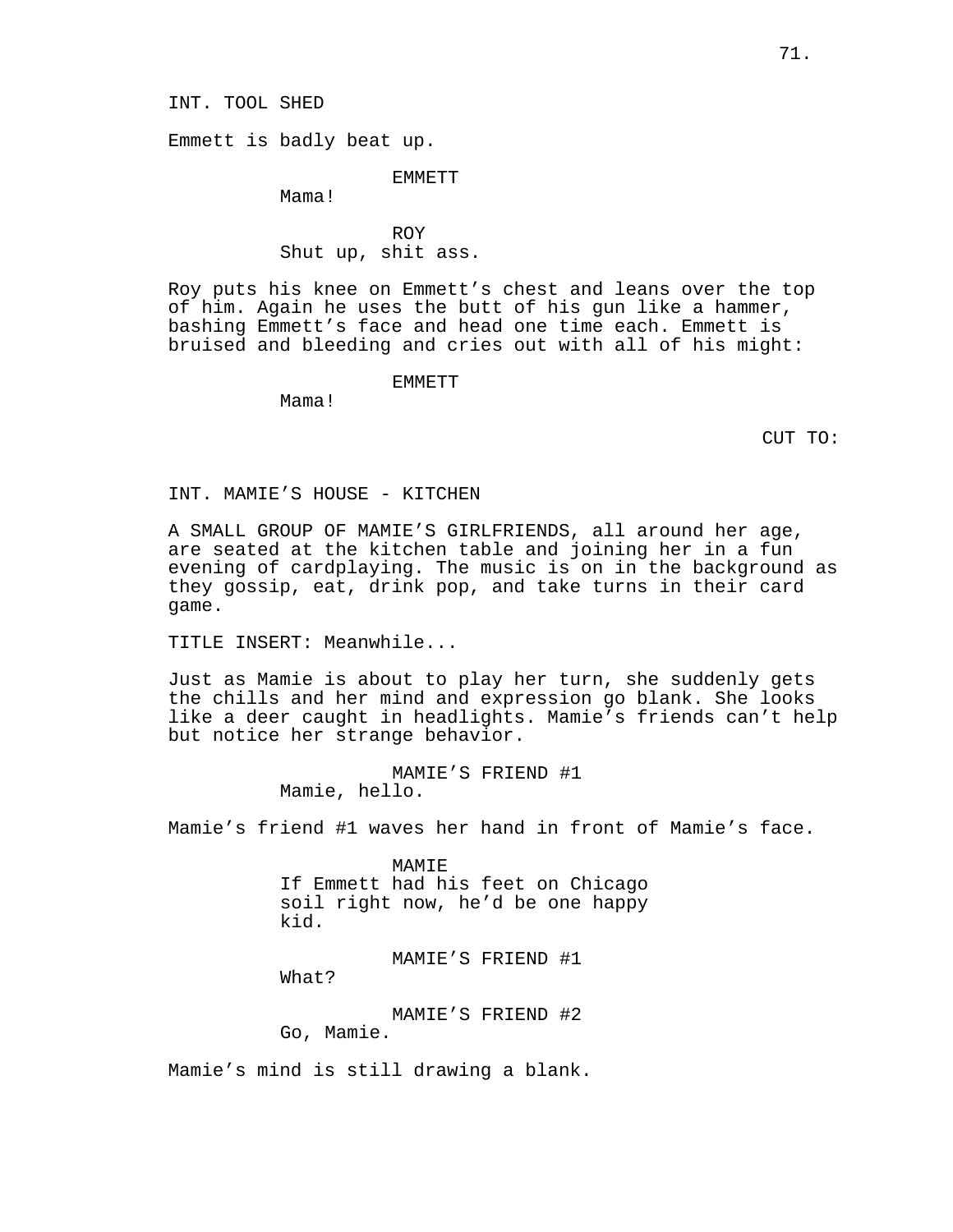INT. TOOL SHED

Emmett is badly beat up.

EMMETT
Mama!

ROY
Shut up, shit ass.

Roy puts his knee on Emmett's chest and leans over the top of him. Again he uses the butt of his gun like a hammer, bashing Emmett's face and head one time each. Emmett is bruised and bleeding and cries out with all of his might:

EMMETT
Mama!

CUT TO:

INT. MAMIE'S HOUSE - KITCHEN

A SMALL GROUP OF MAMIE'S GIRLFRIENDS, all around her age, are seated at the kitchen table and joining her in a fun evening of cardplaying. The music is on in the background as they gossip, eat, drink pop, and take turns in their card game.

TITLE INSERT: Meanwhile...

Just as Mamie is about to play her turn, she suddenly gets the chills and her mind and expression go blank. She looks like a deer caught in headlights. Mamie's friends can't help but notice her strange behavior.

MAMIE'S FRIEND #1
Mamie, hello.

Mamie's friend #1 waves her hand in front of Mamie's face.

MAMIE
If Emmett had his feet on Chicago soil right now, he'd be one happy kid.

MAMIE'S FRIEND #1
What?

MAMIE'S FRIEND #2
Go, Mamie.

Mamie's mind is still drawing a blank.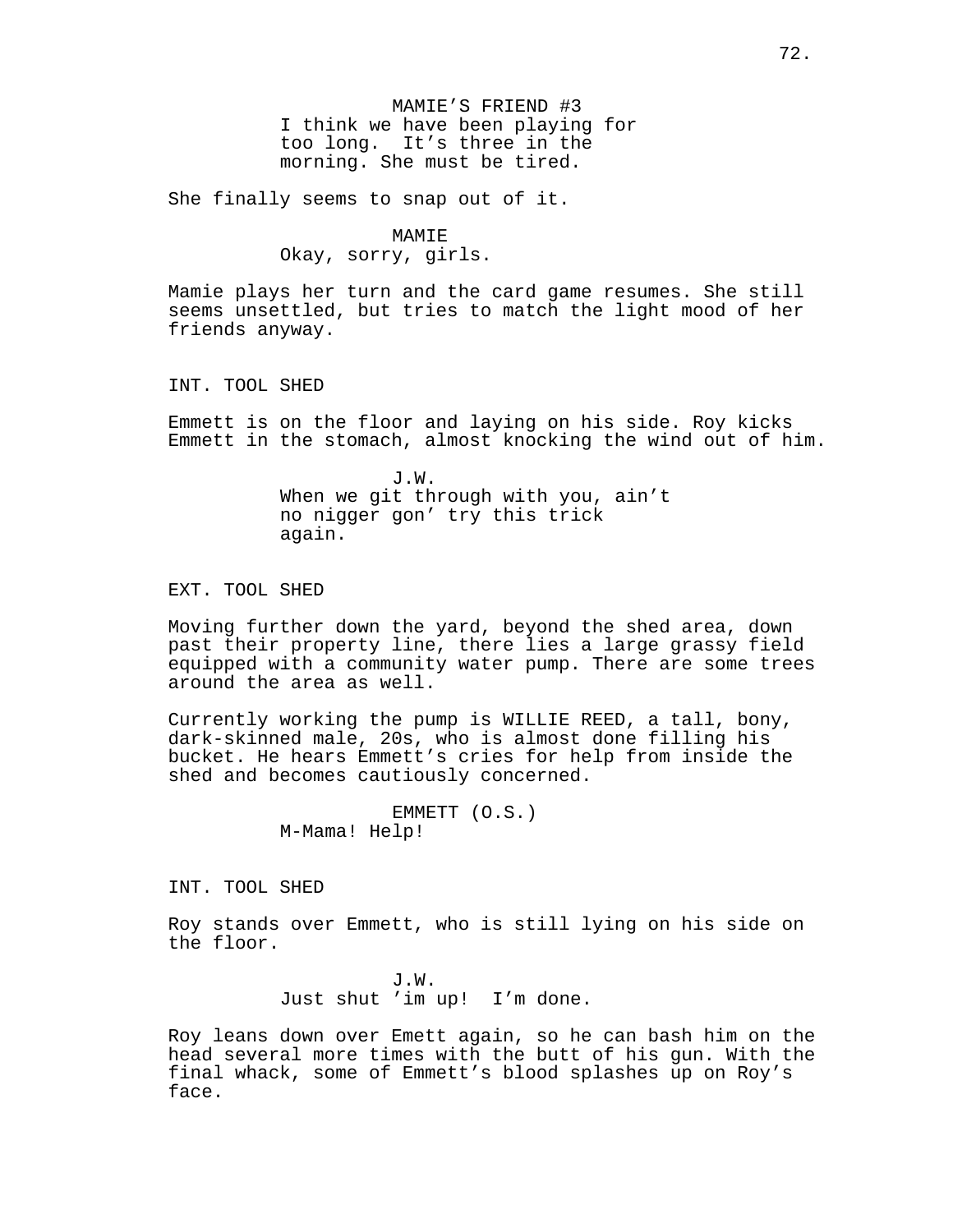MAMIE'S FRIEND #3
I think we have been playing for too long. It's three in the morning. She must be tired.

She finally seems to snap out of it.

MAMIE
Okay, sorry, girls.

Mamie plays her turn and the card game resumes. She still seems unsettled, but tries to match the light mood of her friends anyway.

INT. TOOL SHED

Emmett is on the floor and laying on his side. Roy kicks Emmett in the stomach, almost knocking the wind out of him.

J.W.
When we git through with you, ain't no nigger gon' try this trick again.

EXT. TOOL SHED

Moving further down the yard, beyond the shed area, down past their property line, there lies a large grassy field equipped with a community water pump. There are some trees around the area as well.

Currently working the pump is WILLIE REED, a tall, bony, dark-skinned male, 20s, who is almost done filling his bucket. He hears Emmett's cries for help from inside the shed and becomes cautiously concerned.

EMMETT (O.S.)
M-Mama! Help!

INT. TOOL SHED

Roy stands over Emmett, who is still lying on his side on the floor.

J.W.
Just shut 'im up! I'm done.

Roy leans down over Emett again, so he can bash him on the head several more times with the butt of his gun. With the final whack, some of Emmett's blood splashes up on Roy's face.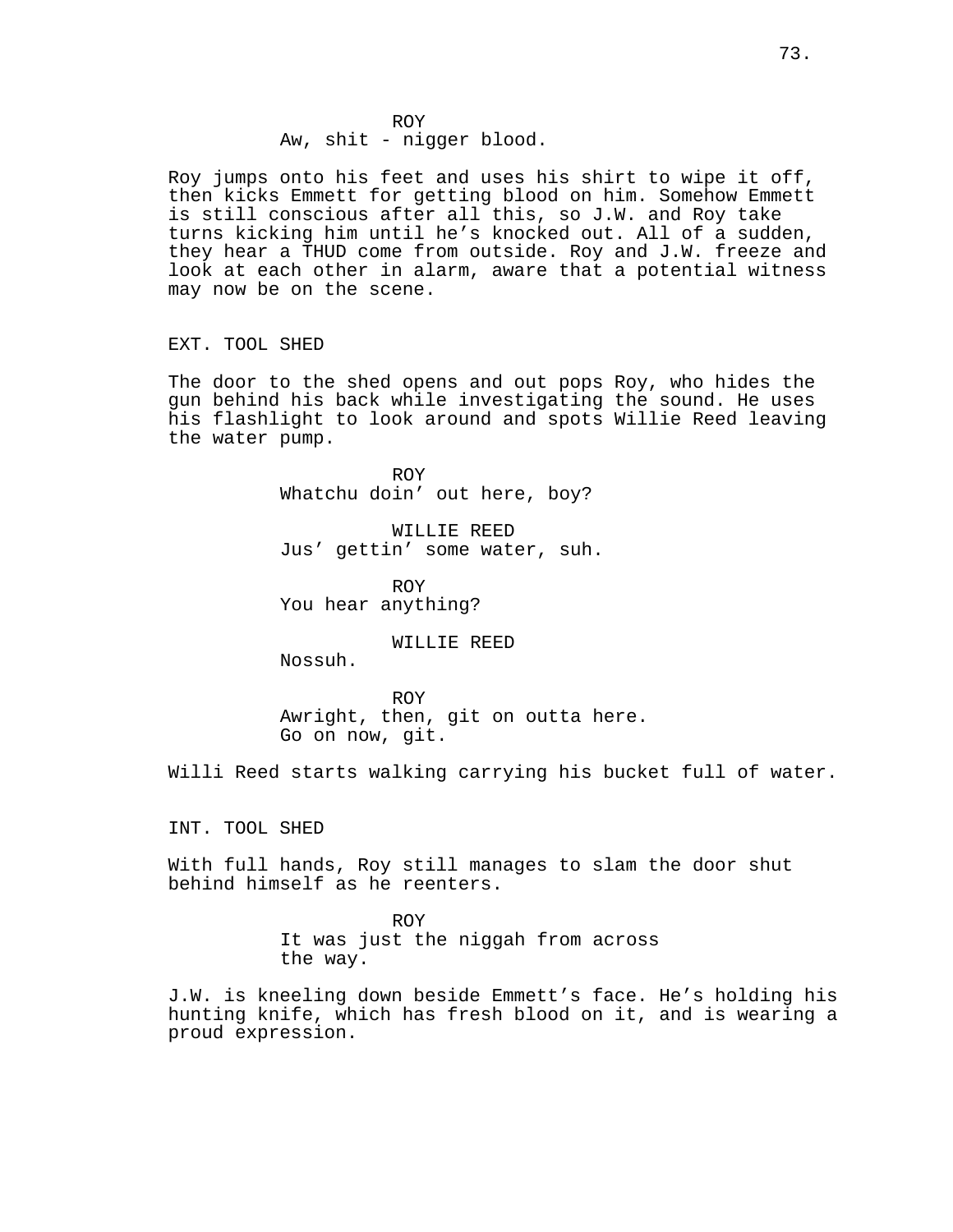ROY
Aw, shit - nigger blood.

Roy jumps onto his feet and uses his shirt to wipe it off, then kicks Emmett for getting blood on him. Somehow Emmett is still conscious after all this, so J.W. and Roy take turns kicking him until he's knocked out. All of a sudden, they hear a THUD come from outside. Roy and J.W. freeze and look at each other in alarm, aware that a potential witness may now be on the scene.

EXT. TOOL SHED

The door to the shed opens and out pops Roy, who hides the gun behind his back while investigating the sound. He uses his flashlight to look around and spots Willie Reed leaving the water pump.

ROY
Whatchu doin' out here, boy?

WILLIE REED
Jus' gettin' some water, suh.

ROY
You hear anything?

WILLIE REED
Nossuh.

ROY
Awright, then, git on outta here.
Go on now, git.

Willi Reed starts walking carrying his bucket full of water.

INT. TOOL SHED

With full hands, Roy still manages to slam the door shut behind himself as he reenters.

ROY
It was just the niggah from across the way.

J.W. is kneeling down beside Emmett's face. He's holding his hunting knife, which has fresh blood on it, and is wearing a proud expression.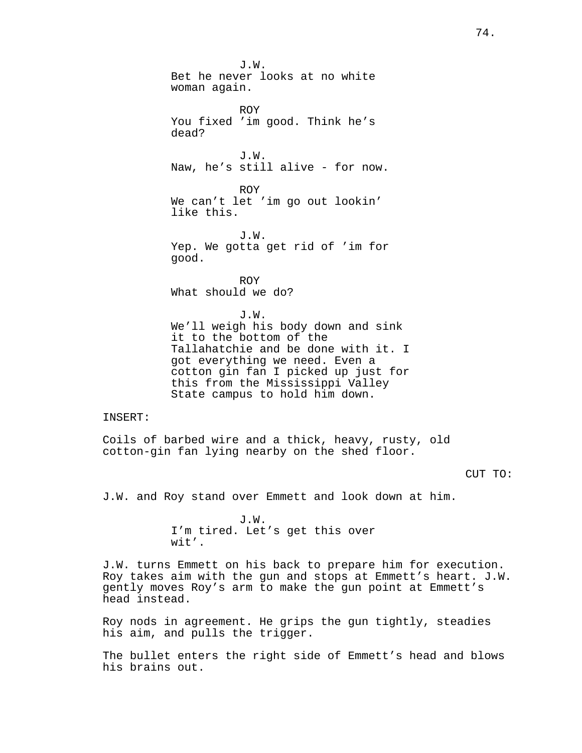J.W.
Bet he never looks at no white woman again.

ROY
You fixed ’im good. Think he’s dead?

J.W.
Naw, he’s still alive - for now.

ROY
We can’t let ’im go out lookin’ like this.

J.W.
Yep. We gotta get rid of ’im for good.

ROY
What should we do?

J.W.
We’ll weigh his body down and sink it to the bottom of the Tallahatchie and be done with it. I got everything we need. Even a cotton gin fan I picked up just for this from the Mississippi Valley State campus to hold him down.

INSERT:

Coils of barbed wire and a thick, heavy, rusty, old cotton-gin fan lying nearby on the shed floor.

CUT TO:

J.W. and Roy stand over Emmett and look down at him.

J.W.
I’m tired. Let’s get this over wit’.

J.W. turns Emmett on his back to prepare him for execution. Roy takes aim with the gun and stops at Emmett’s heart. J.W. gently moves Roy’s arm to make the gun point at Emmett’s head instead.

Roy nods in agreement. He grips the gun tightly, steadies his aim, and pulls the trigger.

The bullet enters the right side of Emmett’s head and blows his brains out.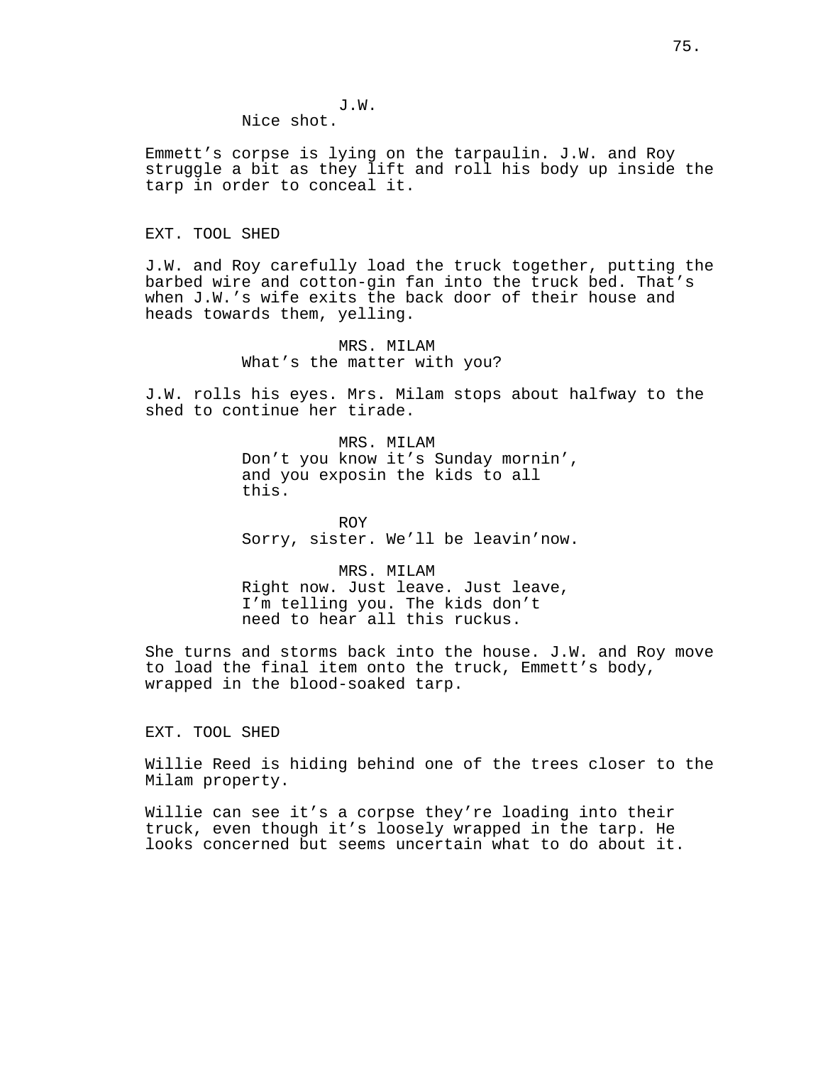J.W.
Nice shot.

Emmett's corpse is lying on the tarpaulin. J.W. and Roy struggle a bit as they lift and roll his body up inside the tarp in order to conceal it.

EXT. TOOL SHED

J.W. and Roy carefully load the truck together, putting the barbed wire and cotton-gin fan into the truck bed. That's when J.W.'s wife exits the back door of their house and heads towards them, yelling.

MRS. MILAM
What's the matter with you?

J.W. rolls his eyes. Mrs. Milam stops about halfway to the shed to continue her tirade.

MRS. MILAM
Don't you know it's Sunday mornin', and you exposin the kids to all this.

ROY
Sorry, sister. We'll be leavin'now.

MRS. MILAM
Right now. Just leave. Just leave, I'm telling you. The kids don't need to hear all this ruckus.

She turns and storms back into the house. J.W. and Roy move to load the final item onto the truck, Emmett's body, wrapped in the blood-soaked tarp.

EXT. TOOL SHED

Willie Reed is hiding behind one of the trees closer to the Milam property.

Willie can see it's a corpse they're loading into their truck, even though it's loosely wrapped in the tarp. He looks concerned but seems uncertain what to do about it.